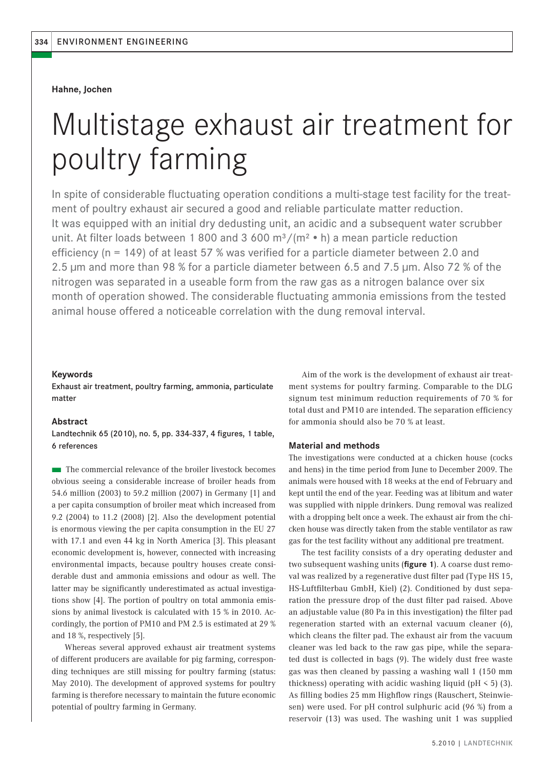**Hahne, Jochen**

# Multistage exhaust air treatment for poultry farming

In spite of considerable fluctuating operation conditions a multi-stage test facility for the treatment of poultry exhaust air secured a good and reliable particulate matter reduction. It was equipped with an initial dry dedusting unit, an acidic and a subsequent water scrubber unit. At filter loads between 1 800 and 3 600 $m^3/(m^2 \cdot h)$ a mean particle reduction efficiency (n = 149) of at least 57 % was verified for a particle diameter between 2.0 and 2.5 µm and more than 98 % for a particle diameter between 6.5 and 7.5 µm. Also 72 % of the nitrogen was separated in a useable form from the raw gas as a nitrogen balance over six month of operation showed. The considerable fluctuating ammonia emissions from the tested animal house offered a noticeable correlation with the dung removal interval.

### Keywords

Exhaust air treatment, poultry farming, ammonia, particulate matter

### Abstract

Landtechnik 65 (2010), no. 5, pp. 334-337, 4 figures, 1 table, 6 references

The commercial relevance of the broiler livestock becomes obvious seeing a considerable increase of broiler heads from 54.6 million (2003) to 59.2 million (2007) in Germany [1] and a per capita consumption of broiler meat which increased from 9.2 (2004) to 11.2 (2008) [2]. Also the development potential is enormous viewing the per capita consumption in the EU 27 with 17.1 and even 44 kg in North America [3]. This pleasant economic development is, however, connected with increasing environmental impacts, because poultry houses create considerable dust and ammonia emissions and odour as well. The latter may be significantly underestimated as actual investigations show [4]. The portion of poultry on total ammonia emissions by animal livestock is calculated with 15 % in 2010. Accordingly, the portion of PM10 and PM 2.5 is estimated at 29 % and 18 %, respectively [5].

Whereas several approved exhaust air treatment systems of different producers are available for pig farming, corresponding techniques are still missing for poultry farming (status: May 2010). The development of approved systems for poultry farming is therefore necessary to maintain the future economic potential of poultry farming in Germany.

Aim of the work is the development of exhaust air treatment systems for poultry farming. Comparable to the DLG signum test minimum reduction requirements of 70 % for total dust and PM10 are intended. The separation efficiency for ammonia should also be 70 % at least.

### Material and methods

The investigations were conducted at a chicken house (cocks and hens) in the time period from June to December 2009. The animals were housed with 18 weeks at the end of February and kept until the end of the year. Feeding was at libitum and water was supplied with nipple drinkers. Dung removal was realized with a dropping belt once a week. The exhaust air from the chicken house was directly taken from the stable ventilator as raw gas for the test facility without any additional pre treatment.

The test facility consists of a dry operating deduster and two subsequent washing units (**figure 1**). A coarse dust removal was realized by a regenerative dust filter pad (Type HS 15, HS-Luftfilterbau GmbH, Kiel) (2). Conditioned by dust separation the pressure drop of the dust filter pad raised. Above an adjustable value (80 Pa in this investigation) the filter pad regeneration started with an external vacuum cleaner (6), which cleans the filter pad. The exhaust air from the vacuum cleaner was led back to the raw gas pipe, while the separated dust is collected in bags (9). The widely dust free waste gas was then cleaned by passing a washing wall 1 (150 mm thickness) operating with acidic washing liquid (pH < 5) (3). As filling bodies 25 mm Highflow rings (Rauschert, Steinwiesen) were used. For pH control sulphuric acid (96 %) from a reservoir (13) was used. The washing unit 1 was supplied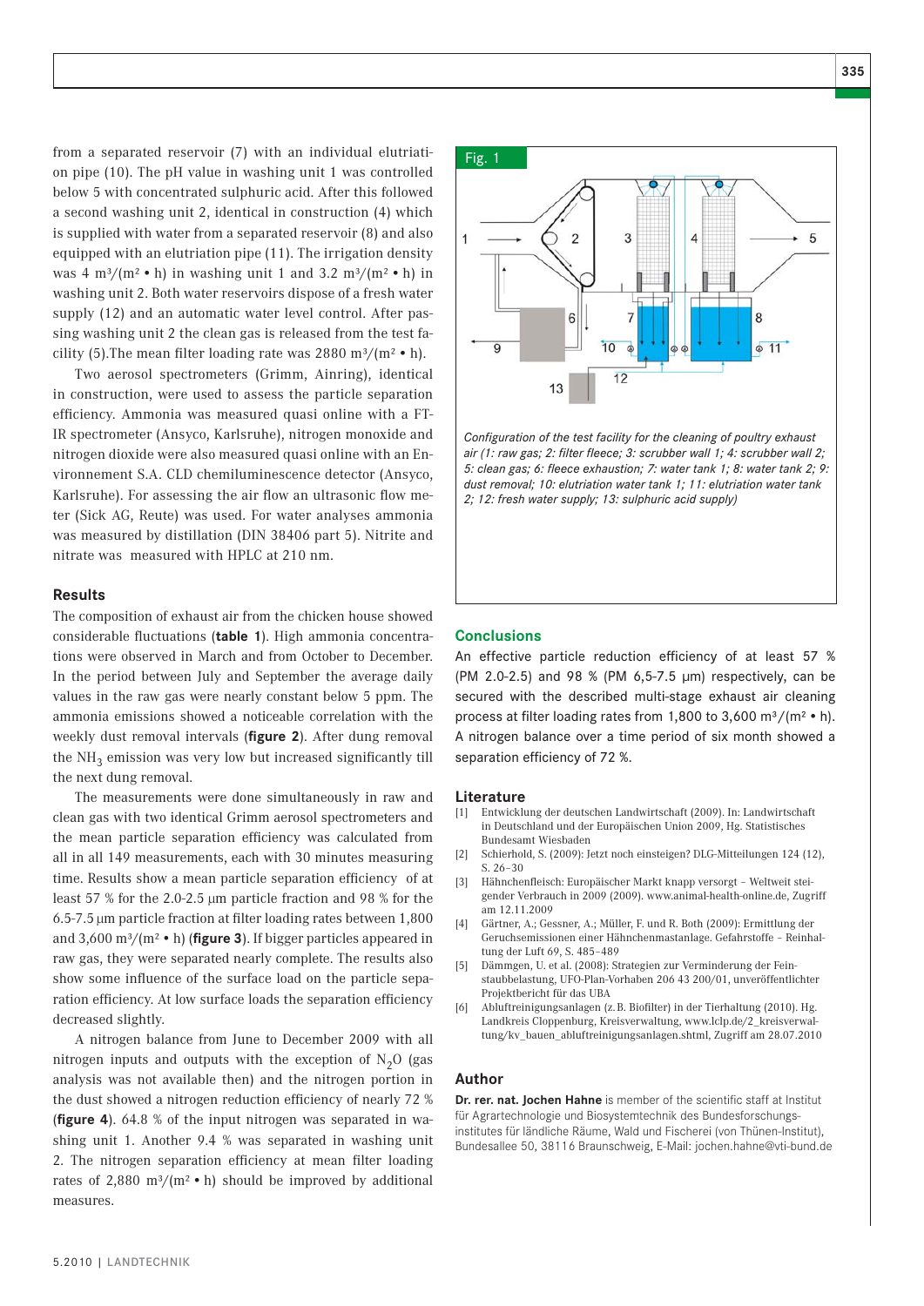from a separated reservoir (7) with an individual elutriation pipe (10). The pH value in washing unit 1 was controlled below 5 with concentrated sulphuric acid. After this followed a second washing unit 2, identical in construction (4) which is supplied with water from a separated reservoir (8) and also equipped with an elutriation pipe (11). The irrigation density was 4 $m^3/(m^2 \cdot h)$ in washing unit 1 and 3.2 $m^3/(m^2 \cdot h)$ in washing unit 2. Both water reservoirs dispose of a fresh water supply (12) and an automatic water level control. After passing washing unit 2 the clean gas is released from the test facility (5).The mean filter loading rate was 2880 $m^3/(m^2 \cdot h)$.

Two aerosol spectrometers (Grimm, Ainring), identical in construction, were used to assess the particle separation efficiency. Ammonia was measured quasi online with a FT-IR spectrometer (Ansyco, Karlsruhe), nitrogen monoxide and nitrogen dioxide were also measured quasi online with an Environnement S.A. CLD chemiluminescence detector (Ansyco, Karlsruhe). For assessing the air flow an ultrasonic flow meter (Sick AG, Reute) was used. For water analyses ammonia was measured by distillation (DIN 38406 part 5). Nitrite and nitrate was measured with HPLC at 210 nm.

## Results

The composition of exhaust air from the chicken house showed considerable fluctuations (**table 1**). High ammonia concentrations were observed in March and from October to December. In the period between July and September the average daily values in the raw gas were nearly constant below 5 ppm. The ammonia emissions showed a noticeable correlation with the weekly dust removal intervals (**figure 2**). After dung removal the $NH_3$ emission was very low but increased significantly till the next dung removal.

The measurements were done simultaneously in raw and clean gas with two identical Grimm aerosol spectrometers and the mean particle separation efficiency was calculated from all in all 149 measurements, each with 30 minutes measuring time. Results show a mean particle separation efficiency of at least 57 % for the 2.0-2.5 µm particle fraction and 98 % for the 6.5-7.5 µm particle fraction at filter loading rates between 1,800 and 3,600 $m^3/(m^2 \cdot h)$ (**figure 3**). If bigger particles appeared in raw gas, they were separated nearly complete. The results also show some influence of the surface load on the particle separation efficiency. At low surface loads the separation efficiency decreased slightly.

A nitrogen balance from June to December 2009 with all nitrogen inputs and outputs with the exception of $N_2O$ (gas analysis was not available then) and the nitrogen portion in the dust showed a nitrogen reduction efficiency of nearly 72 % (**figure 4**). 64.8 % of the input nitrogen was separated in washing unit 1. Another 9.4 % was separated in washing unit 2. The nitrogen separation efficiency at mean filter loading rates of 2,880 $m^3/(m^2 \cdot h)$ should be improved by additional measures.

Fig. 1

*Configuration of the test facility for the cleaning of poultry exhaust air (1: raw gas; 2: filter fleece; 3: scrubber wall 1; 4: scrubber wall 2; 5: clean gas; 6: fleece exhaustion; 7: water tank 1; 8: water tank 2; 9: dust removal; 10: elutriation water tank 1; 11: elutriation water tank 2; 12: fresh water supply; 13: sulphuric acid supply)*

## Conclusions

An effective particle reduction efficiency of at least 57 % (PM 2.0-2.5) and 98 % (PM 6,5-7.5 µm) respectively, can be secured with the described multi-stage exhaust air cleaning process at filter loading rates from 1,800 to 3,600 $m^3/(m^2 \cdot h)$. A nitrogen balance over a time period of six month showed a separation efficiency of 72 %.

## Literature

[1] Entwicklung der deutschen Landwirtschaft (2009). In: Landwirtschaft in Deutschland und der Europäischen Union 2009, Hg. Statistisches Bundesamt Wiesbaden

[2] Schierhold, S. (2009): Jetzt noch einsteigen? DLG-Mitteilungen 124 (12), S. 26–30

[3] Hähnchenfleisch: Europäischer Markt knapp versorgt – Weltweit steigender Verbrauch in 2009 (2009). www.animal-health-online.de, Zugriff am 12.11.2009

[4] Gärtner, A.; Gessner, A.; Müller, F. und R. Both (2009): Ermittlung der Geruchsemissionen einer Hähnchenmastanlage. Gefahrstoffe – Reinhaltung der Luft 69, S. 485–489

[5] Dämmgen, U. et al. (2008): Strategien zur Verminderung der Feinstaubbelastung, UFO-Plan-Vorhaben 206 43 200/01, unveröffentlichter Projektbericht für das UBA

[6] Abluftreinigungsanlagen (z.B. Biofilter) in der Tierhaltung (2010). Hg. Landkreis Cloppenburg, Kreisverwaltung, www.lclp.de/2_kreisverwaltung/kv_bauen_abluftreinigungsanlagen.shtml, Zugriff am 28.07.2010

## Author

**Dr. rer. nat. Jochen Hahne** is member of the scientific staff at Institut für Agrartechnologie und Biosystemtechnik des Bundesforschungsinstitutes für ländliche Räume, Wald und Fischerei (von Thünen-Institut), Bundesallee 50, 38116 Braunschweig, E-Mail: jochen.hahne@vti-bund.de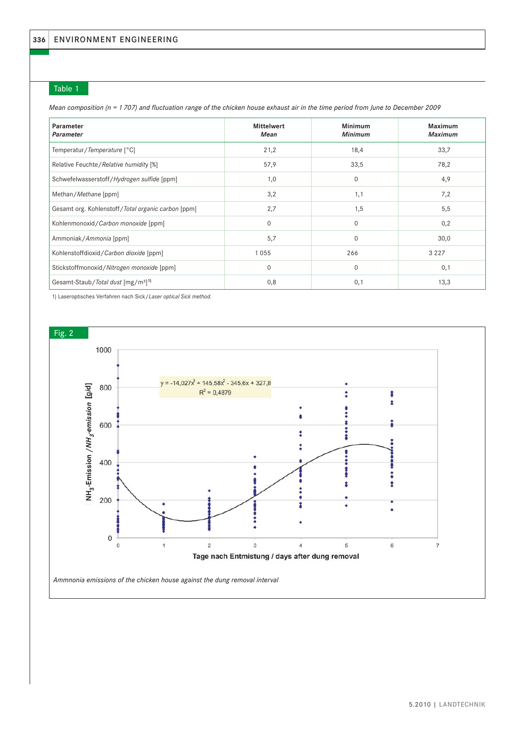## Table 1

*Mean composition (n = 1 707) and fluctuation range of the chicken house exhaust air in the time period from June to December 2009*

| Parameter *Parameter* | Mittelwert *Mean* | Minimum *Minimum* | Maximum *Maximum* |
|---|---|---|---|
| Temperatur/*Temperature* [°C] | 21,2 | 18,4 | 33,7 |
| Relative Feuchte/*Relative humidity* [%] | 57,9 | 33,5 | 78,2 |
| Schwefelwasserstoff/*Hydrogen sulfide* [ppm] | 1,0 | 0 | 4,9 |
| Methan/*Methane* [ppm] | 3,2 | 1,1 | 7,2 |
| Gesamt org. Kohlenstoff/*Total organic carbon* [ppm] | 2,7 | 1,5 | 5,5 |
| Kohlenmonoxid/*Carbon monoxide* [ppm] | 0 | 0 | 0,2 |
| Ammoniak/*Ammonia* [ppm] | 5,7 | 0 | 30,0 |
| Kohlenstoffdioxid/*Carbon dioxide* [ppm] | 1 055 | 266 | 3 227 |
| Stickstoffmonoxid/*Nitrogen monoxide* [ppm] | 0 | 0 | 0,1 |
| Gesamt-Staub/*Total dust* [mg/m³][1)] | 0,8 | 0,1 | 13,3 |

1) Laseroptisches Verfahren nach Sick/*Laser optical Sick method.*

## Fig. 2

$$y = -14{,}027x^3 + 145{,}58x^2 - 345{,}6x + 327{,}8$$

$$R^2 = 0{,}4879$$

*Ammnonia emissions of the chicken house against the dung removal interval*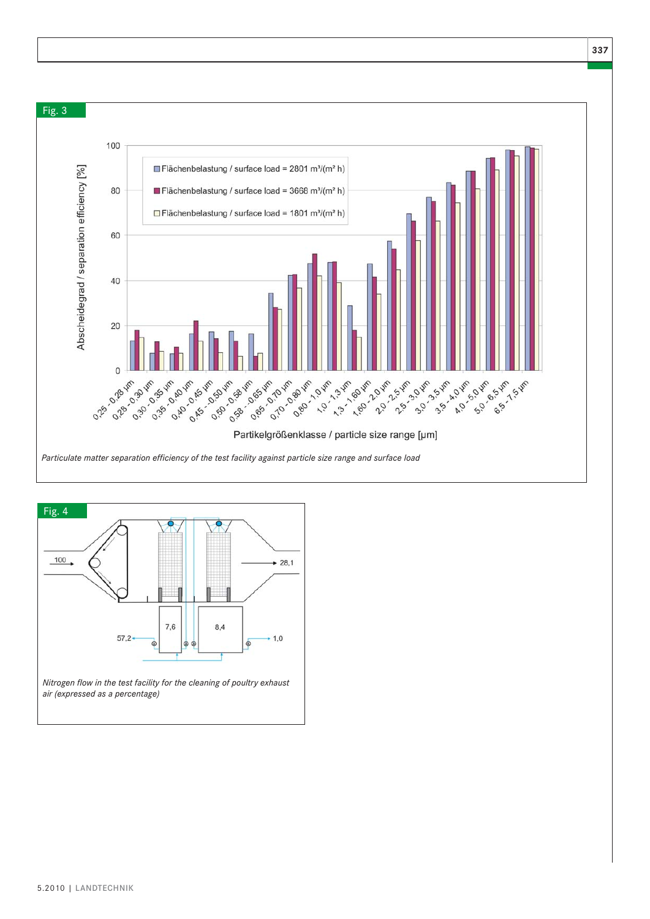Fig. 3

100
80
60
40
20
0

Abscheidegrad / separation efficiency [%]

Flächenbelastung / surface load = 2801 m³/(m² h)
Flächenbelastung / surface load = 3668 m³/(m² h)
Flächenbelastung / surface load = 1801 m³/(m² h)

0,25 - 0,28 µm
0,28 - 0,30 µm
0,30 - 0,35 µm
0,35 - 0,40 µm
0,40 - 0,45 µm
0,45 - 0,50 µm
0,50 - 0,58 µm
0,58 - 0,65 µm
0,65 - 0,70 µm
0,70 - 0,80 µm
0,80 - 1,0 µm
1,0 - 1,3 µm
1,3 - 1,60 µm
1,60 - 2,0 µm
2,0 - 2,5 µm
2,5 - 3,0 µm
3,0 - 3,5 µm
3,5 - 4,0 µm
4,0 - 5,0 µm
5,0 - 6,5 µm
6,5 - 7,5 µm

Partikelgrößenklasse / particle size range [µm]

*Particulate matter separation efficiency of the test facility against particle size range and surface load*

Fig. 4

100
28,1
7,6
8,4
57,2
1,0

*Nitrogen flow in the test facility for the cleaning of poultry exhaust air (expressed as a percentage)*